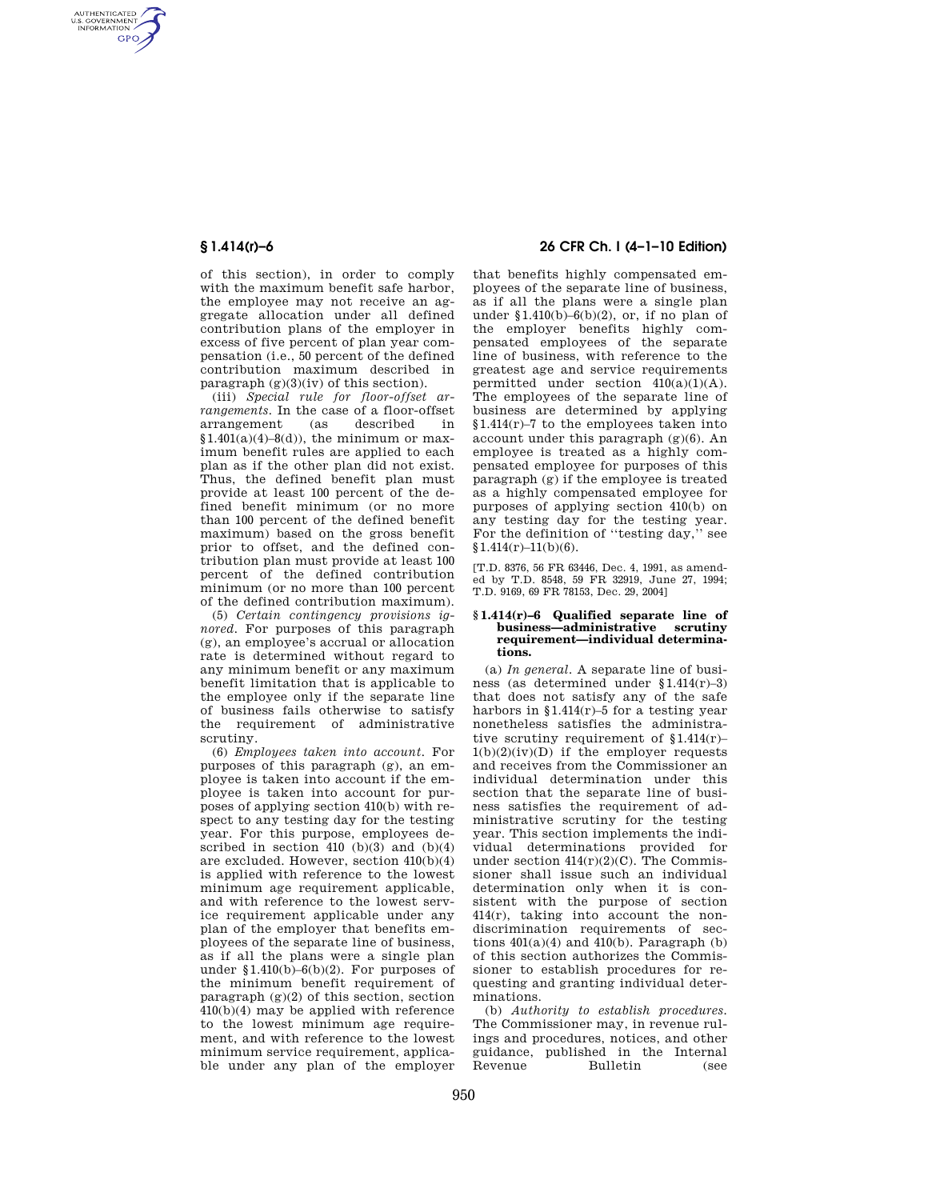of this section), in order to comply with the maximum benefit safe harbor, the employee may not receive an aggregate allocation under all defined contribution plans of the employer in excess of five percent of plan year compensation (i.e., 50 percent of the defined contribution maximum described in paragraph (g)(3)(iv) of this section).

(iii) *Special rule for floor-offset arrangements.* In the case of a floor-offset arrangement (as described in §1.401(a)(4)–8(d)), the minimum or maximum benefit rules are applied to each plan as if the other plan did not exist. Thus, the defined benefit plan must provide at least 100 percent of the defined benefit minimum (or no more than 100 percent of the defined benefit maximum) based on the gross benefit prior to offset, and the defined contribution plan must provide at least 100 percent of the defined contribution minimum (or no more than 100 percent of the defined contribution maximum).

(5) *Certain contingency provisions ignored.* For purposes of this paragraph (g), an employee's accrual or allocation rate is determined without regard to any minimum benefit or any maximum benefit limitation that is applicable to the employee only if the separate line of business fails otherwise to satisfy the requirement of administrative scrutiny.

(6) *Employees taken into account.* For purposes of this paragraph (g), an employee is taken into account if the employee is taken into account for purposes of applying section 410(b) with respect to any testing day for the testing year. For this purpose, employees described in section 410 (b)(3) and (b)(4) are excluded. However, section 410(b)(4) is applied with reference to the lowest minimum age requirement applicable, and with reference to the lowest service requirement applicable under any plan of the employer that benefits employees of the separate line of business, as if all the plans were a single plan under §1.410(b)–6(b)(2). For purposes of the minimum benefit requirement of paragraph (g)(2) of this section, section 410(b)(4) may be applied with reference to the lowest minimum age requirement, and with reference to the lowest minimum service requirement, applicable under any plan of the employer that benefits highly compensated employees of the separate line of business, as if all the plans were a single plan under §1.410(b)–6(b)(2), or, if no plan of the employer benefits highly compensated employees of the separate line of business, with reference to the greatest age and service requirements permitted under section 410(a)(1)(A). The employees of the separate line of business are determined by applying §1.414(r)–7 to the employees taken into account under this paragraph (g)(6). An employee is treated as a highly compensated employee for purposes of this paragraph (g) if the employee is treated as a highly compensated employee for purposes of applying section 410(b) on any testing day for the testing year. For the definition of "testing day," see §1.414(r)–11(b)(6).

[T.D. 8376, 56 FR 63446, Dec. 4, 1991, as amended by T.D. 8548, 59 FR 32919, June 27, 1994; T.D. 9169, 69 FR 78153, Dec. 29, 2004]

### §1.414(r)–6 Qualified separate line of business—administrative scrutiny requirement—individual determinations.

(a) *In general.* A separate line of business (as determined under §1.414(r)–3) that does not satisfy any of the safe harbors in §1.414(r)–5 for a testing year nonetheless satisfies the administrative scrutiny requirement of §1.414(r)–1(b)(2)(iv)(D) if the employer requests and receives from the Commissioner an individual determination under this section that the separate line of business satisfies the requirement of administrative scrutiny for the testing year. This section implements the individual determinations provided for under section 414(r)(2)(C). The Commissioner shall issue such an individual determination only when it is consistent with the purpose of section 414(r), taking into account the nondiscrimination requirements of sections 401(a)(4) and 410(b). Paragraph (b) of this section authorizes the Commissioner to establish procedures for requesting and granting individual determinations.

(b) *Authority to establish procedures.* The Commissioner may, in revenue rulings and procedures, notices, and other guidance, published in the Internal Revenue Bulletin (see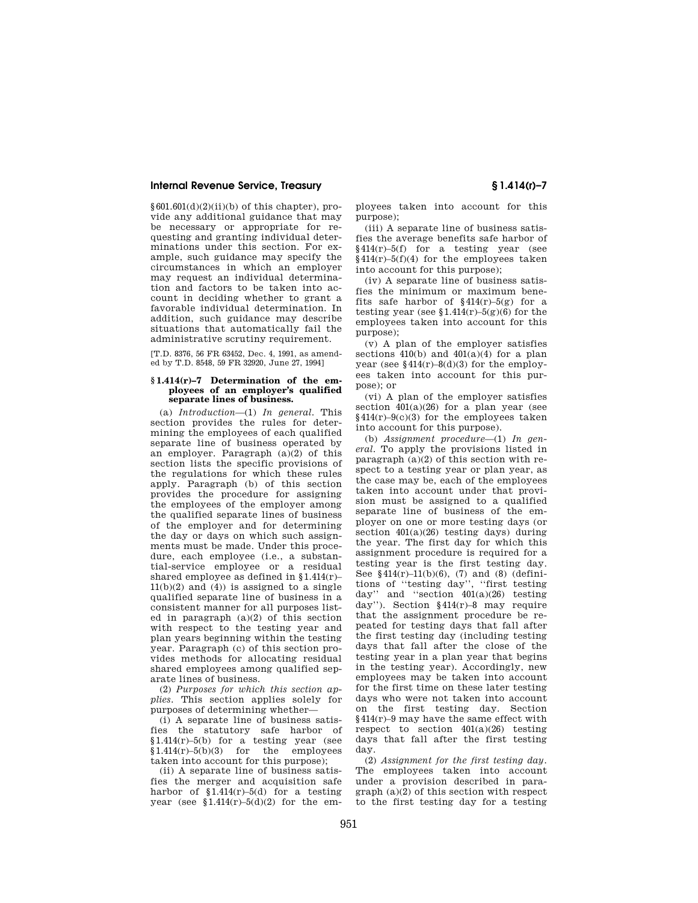§601.601(d)(2)(ii)(b) of this chapter), provide any additional guidance that may be necessary or appropriate for requesting and granting individual determinations under this section. For example, such guidance may specify the circumstances in which an employer may request an individual determination and factors to be taken into account in deciding whether to grant a favorable individual determination. In addition, such guidance may describe situations that automatically fail the administrative scrutiny requirement.

[T.D. 8376, 56 FR 63452, Dec. 4, 1991, as amended by T.D. 8548, 59 FR 32920, June 27, 1994]

### §1.414(r)–7 Determination of the employees of an employer's qualified separate lines of business.

(a) *Introduction*—(1) *In general.* This section provides the rules for determining the employees of each qualified separate line of business operated by an employer. Paragraph (a)(2) of this section lists the specific provisions of the regulations for which these rules apply. Paragraph (b) of this section provides the procedure for assigning the employees of the employer among the qualified separate lines of business of the employer and for determining the day or days on which such assignments must be made. Under this procedure, each employee (i.e., a substantial-service employee or a residual shared employee as defined in §1.414(r)–11(b)(2) and (4)) is assigned to a single qualified separate line of business in a consistent manner for all purposes listed in paragraph (a)(2) of this section with respect to the testing year and plan years beginning within the testing year. Paragraph (c) of this section provides methods for allocating residual shared employees among qualified separate lines of business.

(2) *Purposes for which this section applies.* This section applies solely for purposes of determining whether—

(i) A separate line of business satisfies the statutory safe harbor of §1.414(r)–5(b) for a testing year (see §1.414(r)–5(b)(3) for the employees taken into account for this purpose);

(ii) A separate line of business satisfies the merger and acquisition safe harbor of §1.414(r)–5(d) for a testing year (see §1.414(r)–5(d)(2) for the employees taken into account for this purpose);

(iii) A separate line of business satisfies the average benefits safe harbor of §414(r)–5(f) for a testing year (see §414(r)–5(f)(4) for the employees taken into account for this purpose);

(iv) A separate line of business satisfies the minimum or maximum benefits safe harbor of §414(r)–5(g) for a testing year (see §1.414(r)–5(g)(6) for the employees taken into account for this purpose);

(v) A plan of the employer satisfies sections 410(b) and 401(a)(4) for a plan year (see §414(r)–8(d)(3) for the employees taken into account for this purpose); or

(vi) A plan of the employer satisfies section 401(a)(26) for a plan year (see §414(r)–9(c)(3) for the employees taken into account for this purpose).

(b) *Assignment procedure*—(1) *In general.* To apply the provisions listed in paragraph (a)(2) of this section with respect to a testing year or plan year, as the case may be, each of the employees taken into account under that provision must be assigned to a qualified separate line of business of the employer on one or more testing days (or section 401(a)(26) testing days) during the year. The first day for which this assignment procedure is required for a testing year is the first testing day. See §414(r)–11(b)(6), (7) and (8) (definitions of ''testing day'', ''first testing day'' and ''section 401(a)(26) testing day''). Section §414(r)–8 may require that the assignment procedure be repeated for testing days that fall after the first testing day (including testing days that fall after the close of the testing year in a plan year that begins in the testing year). Accordingly, new employees may be taken into account for the first time on these later testing days who were not taken into account on the first testing day. Section §414(r)–9 may have the same effect with respect to section 401(a)(26) testing days that fall after the first testing day.

(2) *Assignment for the first testing day.* The employees taken into account under a provision described in paragraph (a)(2) of this section with respect to the first testing day for a testing